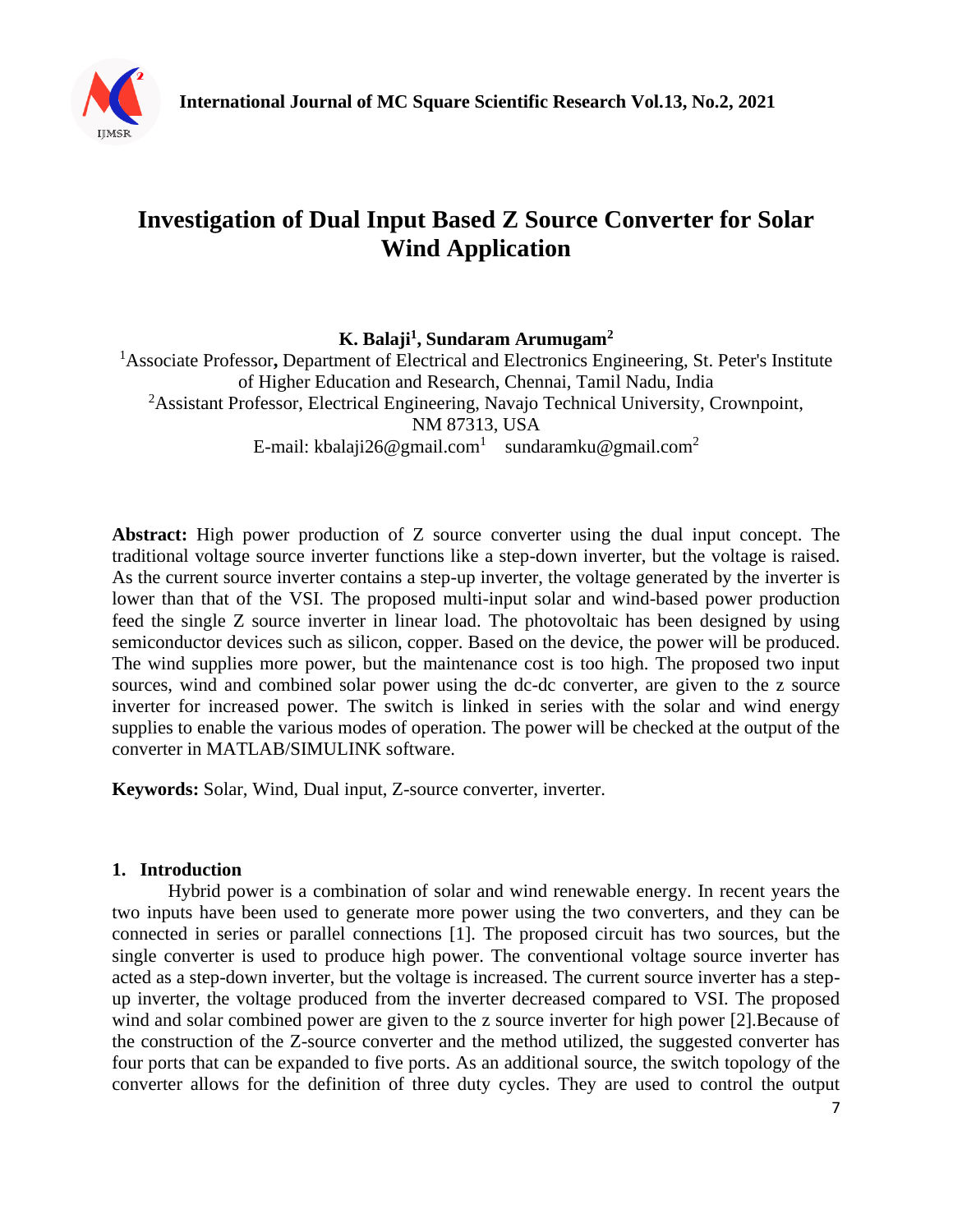# Investigation of Dual Input Based Z Source Converter for Solar Wind Application

**K. Balaji[1], Sundaram Arumugam[2]**

[1]Associate Professor**,** Department of Electrical and Electronics Engineering, St. Peter's Institute of Higher Education and Research, Chennai, Tamil Nadu, India

[2]Assistant Professor, Electrical Engineering, Navajo Technical University, Crownpoint, NM 87313, USA

E-mail: kbalaji26@gmail.com[1] sundaramku@gmail.com[2]

**Abstract:** High power production of Z source converter using the dual input concept. The traditional voltage source inverter functions like a step-down inverter, but the voltage is raised. As the current source inverter contains a step-up inverter, the voltage generated by the inverter is lower than that of the VSI. The proposed multi-input solar and wind-based power production feed the single Z source inverter in linear load. The photovoltaic has been designed by using semiconductor devices such as silicon, copper. Based on the device, the power will be produced. The wind supplies more power, but the maintenance cost is too high. The proposed two input sources, wind and combined solar power using the dc-dc converter, are given to the z source inverter for increased power. The switch is linked in series with the solar and wind energy supplies to enable the various modes of operation. The power will be checked at the output of the converter in MATLAB/SIMULINK software.

**Keywords:** Solar, Wind, Dual input, Z-source converter, inverter.

## 1. Introduction

Hybrid power is a combination of solar and wind renewable energy. In recent years the two inputs have been used to generate more power using the two converters, and they can be connected in series or parallel connections [1]. The proposed circuit has two sources, but the single converter is used to produce high power. The conventional voltage source inverter has acted as a step-down inverter, but the voltage is increased. The current source inverter has a step-up inverter, the voltage produced from the inverter decreased compared to VSI. The proposed wind and solar combined power are given to the z source inverter for high power [2].Because of the construction of the Z-source converter and the method utilized, the suggested converter has four ports that can be expanded to five ports. As an additional source, the switch topology of the converter allows for the definition of three duty cycles. They are used to control the output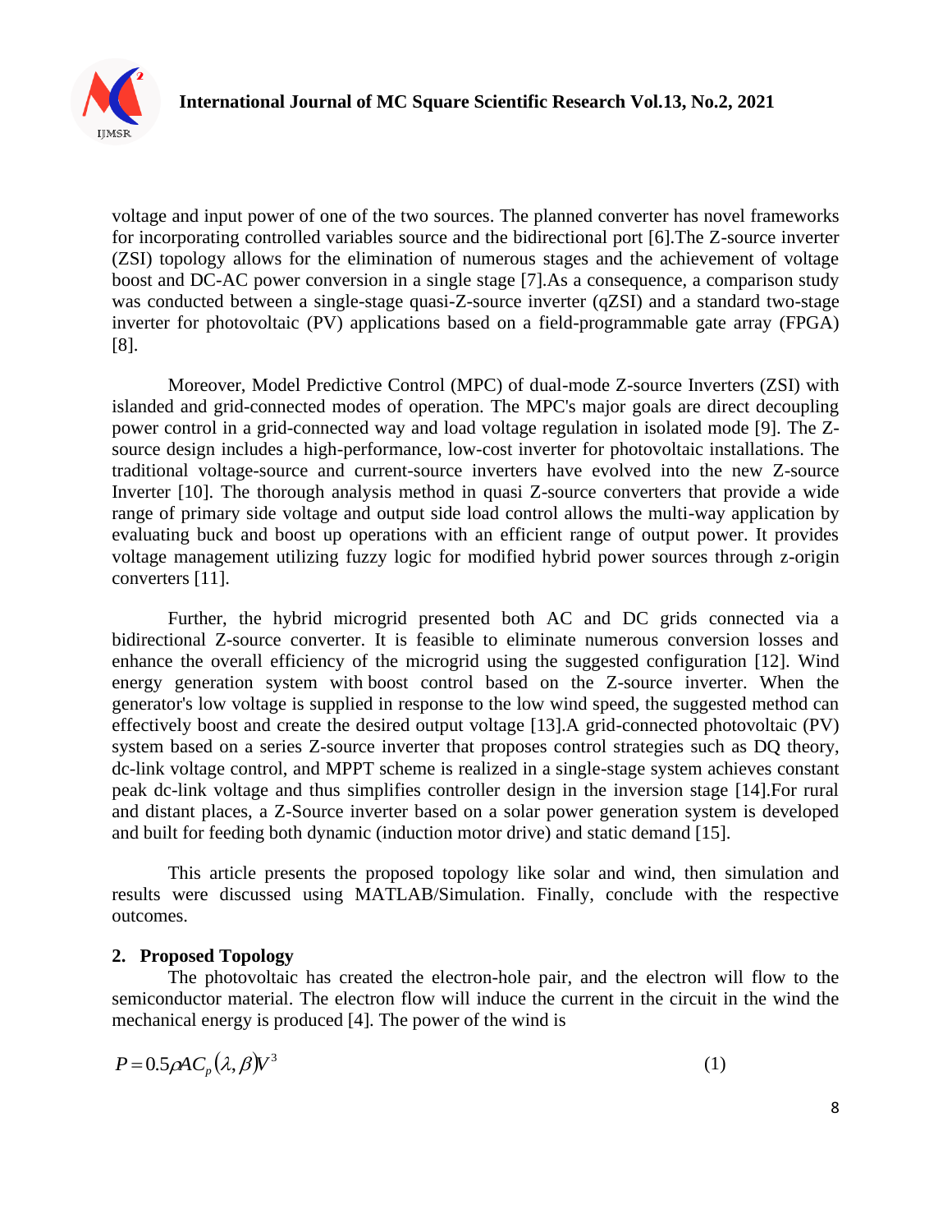voltage and input power of one of the two sources. The planned converter has novel frameworks for incorporating controlled variables source and the bidirectional port [6].The Z-source inverter (ZSI) topology allows for the elimination of numerous stages and the achievement of voltage boost and DC-AC power conversion in a single stage [7].As a consequence, a comparison study was conducted between a single-stage quasi-Z-source inverter (qZSI) and a standard two-stage inverter for photovoltaic (PV) applications based on a field-programmable gate array (FPGA) [8].

Moreover, Model Predictive Control (MPC) of dual-mode Z-source Inverters (ZSI) with islanded and grid-connected modes of operation. The MPC's major goals are direct decoupling power control in a grid-connected way and load voltage regulation in isolated mode [9]. The Z-source design includes a high-performance, low-cost inverter for photovoltaic installations. The traditional voltage-source and current-source inverters have evolved into the new Z-source Inverter [10]. The thorough analysis method in quasi Z-source converters that provide a wide range of primary side voltage and output side load control allows the multi-way application by evaluating buck and boost up operations with an efficient range of output power. It provides voltage management utilizing fuzzy logic for modified hybrid power sources through z-origin converters [11].

Further, the hybrid microgrid presented both AC and DC grids connected via a bidirectional Z-source converter. It is feasible to eliminate numerous conversion losses and enhance the overall efficiency of the microgrid using the suggested configuration [12]. Wind energy generation system with boost control based on the Z-source inverter. When the generator's low voltage is supplied in response to the low wind speed, the suggested method can effectively boost and create the desired output voltage [13].A grid-connected photovoltaic (PV) system based on a series Z-source inverter that proposes control strategies such as DQ theory, dc-link voltage control, and MPPT scheme is realized in a single-stage system achieves constant peak dc-link voltage and thus simplifies controller design in the inversion stage [14].For rural and distant places, a Z-Source inverter based on a solar power generation system is developed and built for feeding both dynamic (induction motor drive) and static demand [15].

This article presents the proposed topology like solar and wind, then simulation and results were discussed using MATLAB/Simulation. Finally, conclude with the respective outcomes.

## 2. Proposed Topology

The photovoltaic has created the electron-hole pair, and the electron will flow to the semiconductor material. The electron flow will induce the current in the circuit in the wind the mechanical energy is produced [4]. The power of the wind is

$$P = 0.5\rho A C_p(\lambda, \beta) V^3 \tag{1}$$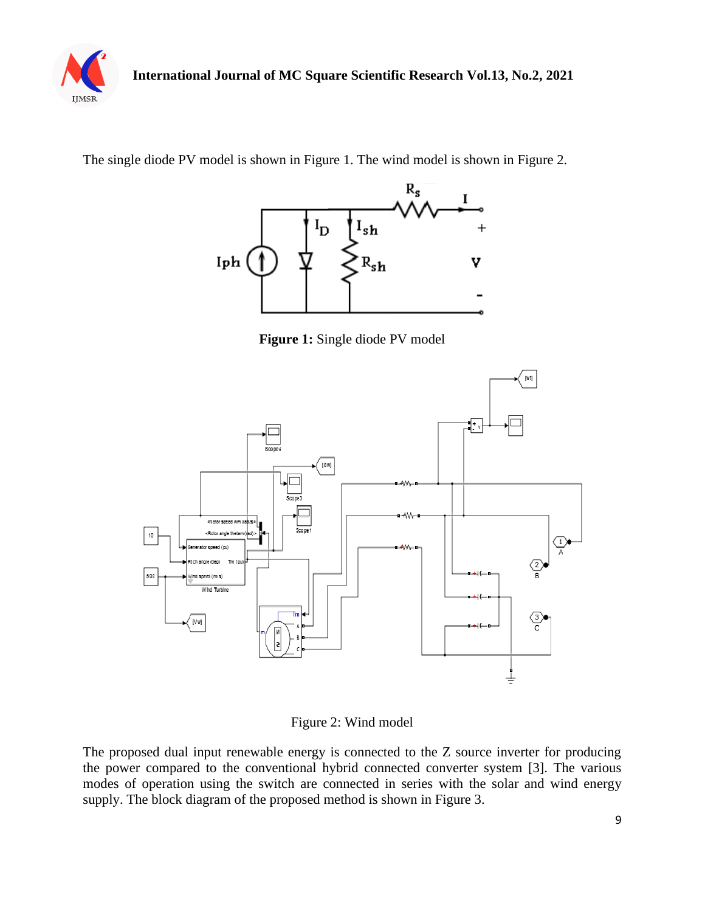The single diode PV model is shown in Figure 1. The wind model is shown in Figure 2.

**Figure 1:** Single diode PV model

Figure 2: Wind model

The proposed dual input renewable energy is connected to the Z source inverter for producing the power compared to the conventional hybrid connected converter system [3]. The various modes of operation using the switch are connected in series with the solar and wind energy supply. The block diagram of the proposed method is shown in Figure 3.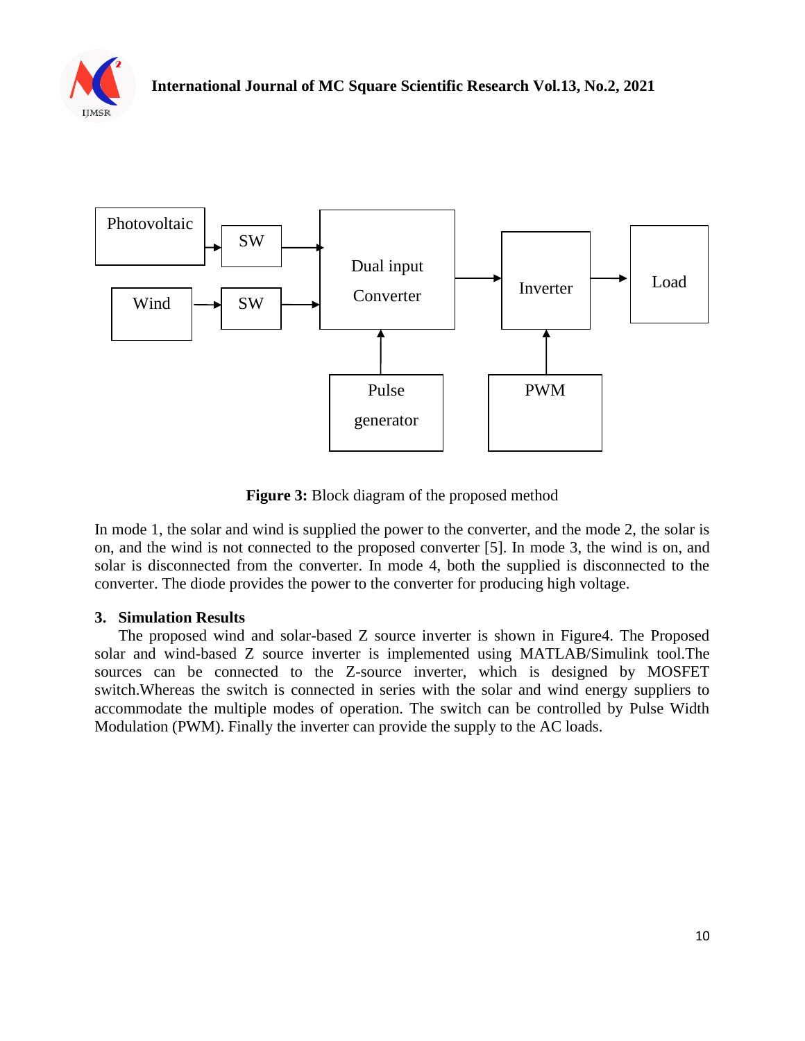**Figure 3:** Block diagram of the proposed method

In mode 1, the solar and wind is supplied the power to the converter, and the mode 2, the solar is on, and the wind is not connected to the proposed converter [5]. In mode 3, the wind is on, and solar is disconnected from the converter. In mode 4, both the supplied is disconnected to the converter. The diode provides the power to the converter for producing high voltage.

## 3. Simulation Results

The proposed wind and solar-based Z source inverter is shown in Figure4. The Proposed solar and wind-based Z source inverter is implemented using MATLAB/Simulink tool.The sources can be connected to the Z-source inverter, which is designed by MOSFET switch.Whereas the switch is connected in series with the solar and wind energy suppliers to accommodate the multiple modes of operation. The switch can be controlled by Pulse Width Modulation (PWM). Finally the inverter can provide the supply to the AC loads.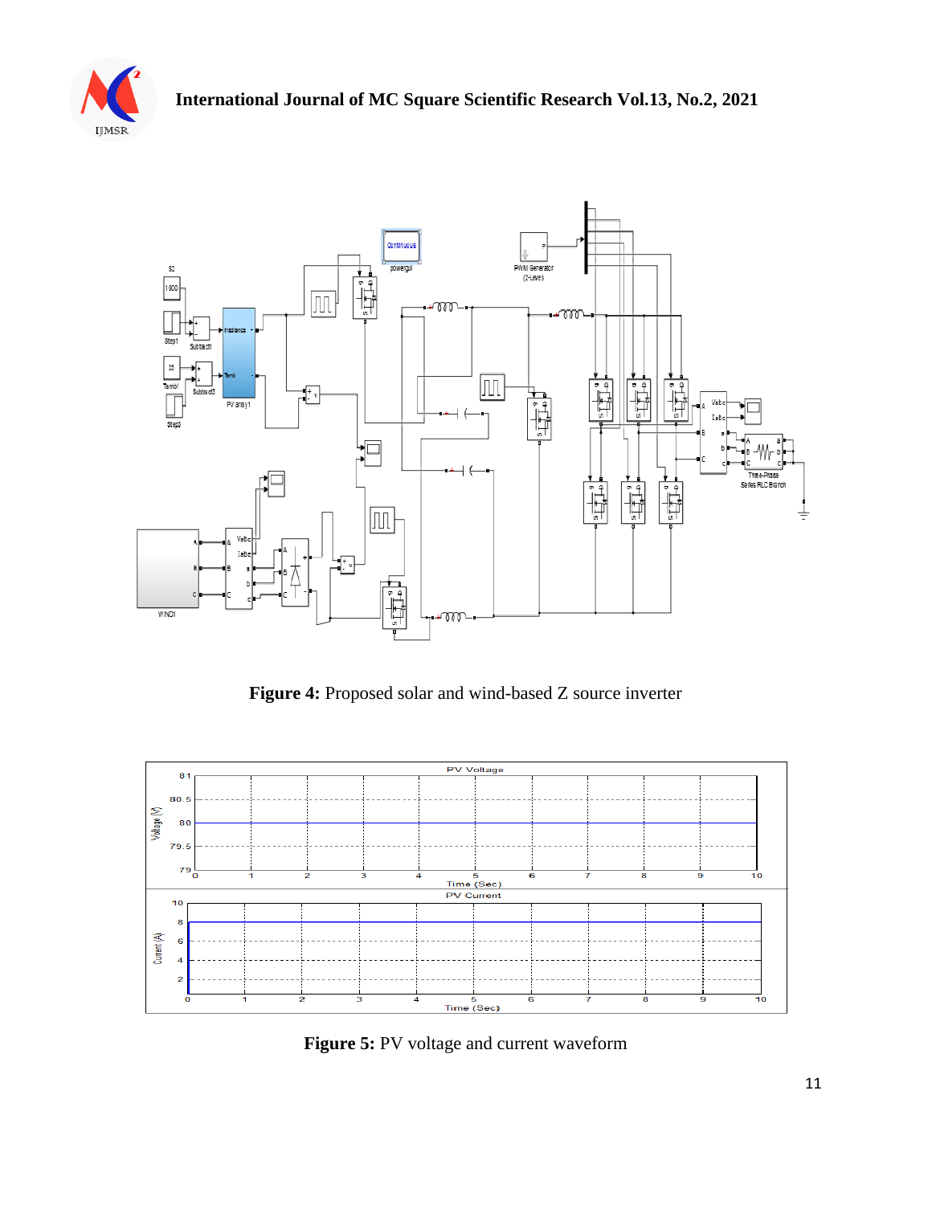**Figure 4:** Proposed solar and wind-based Z source inverter

**Figure 5:** PV voltage and current waveform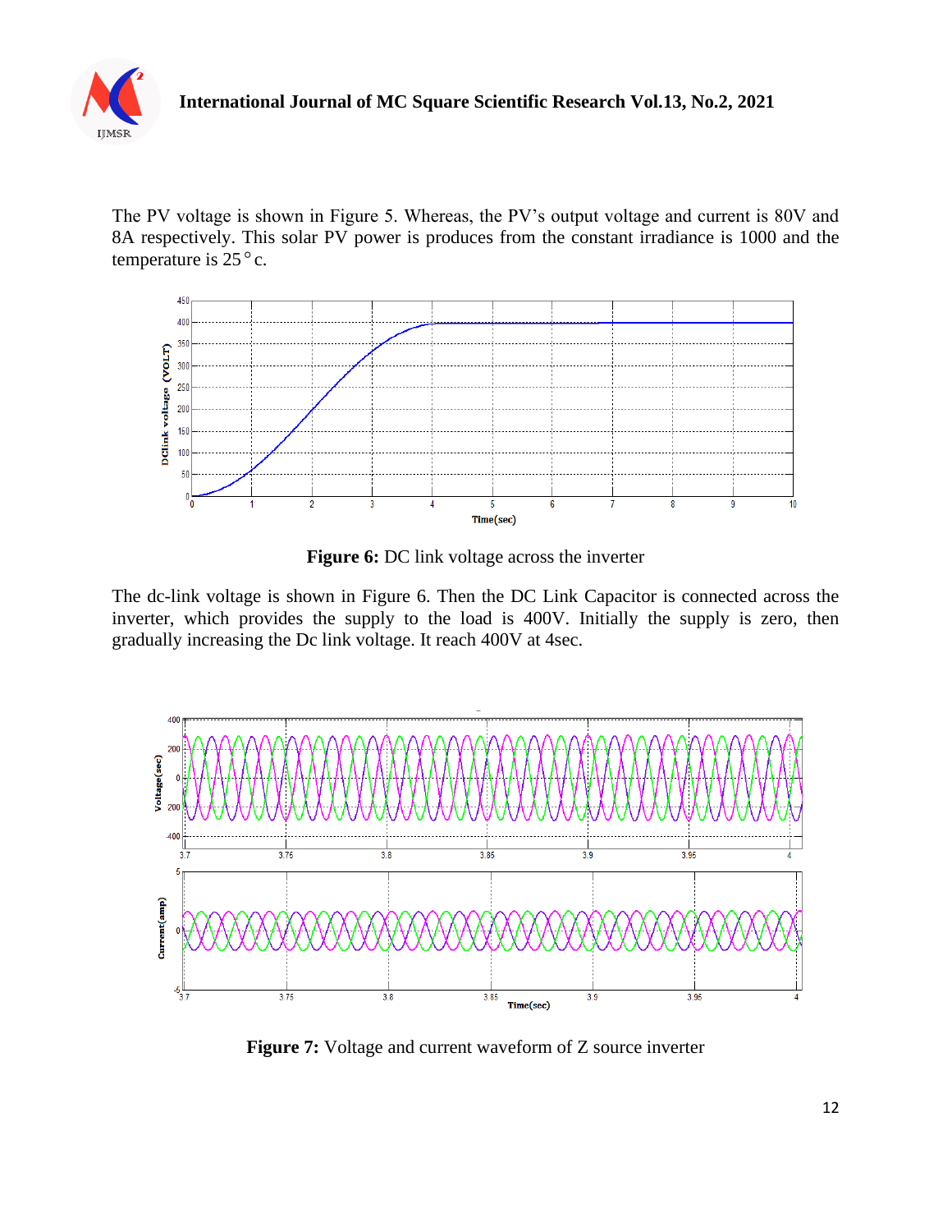The PV voltage is shown in Figure 5. Whereas, the PV's output voltage and current is 80V and 8A respectively. This solar PV power is produces from the constant irradiance is 1000 and the temperature is 25 ° c.

**Figure 6:** DC link voltage across the inverter

The dc-link voltage is shown in Figure 6. Then the DC Link Capacitor is connected across the inverter, which provides the supply to the load is 400V. Initially the supply is zero, then gradually increasing the Dc link voltage. It reach 400V at 4sec.

**Figure 7:** Voltage and current waveform of Z source inverter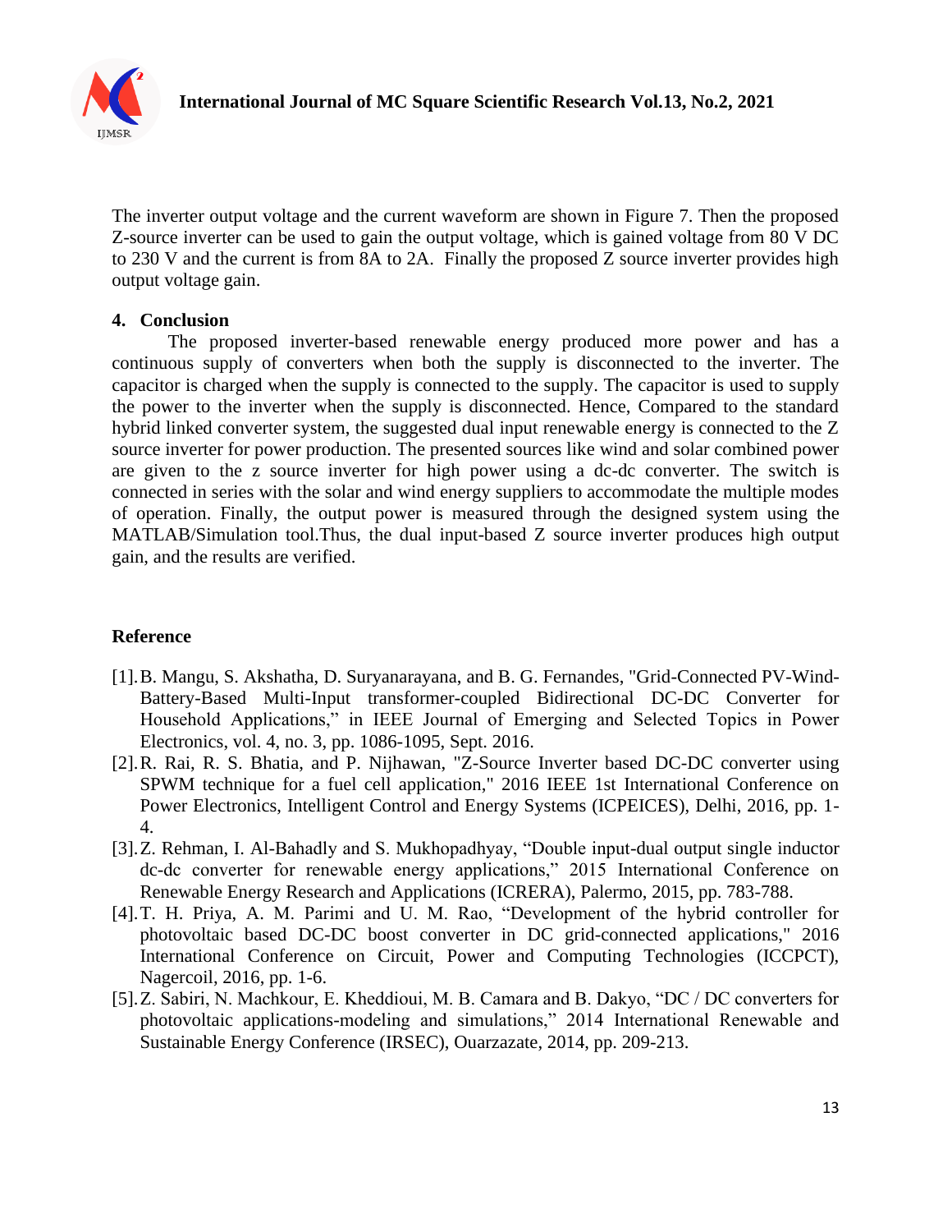The inverter output voltage and the current waveform are shown in Figure 7. Then the proposed Z-source inverter can be used to gain the output voltage, which is gained voltage from 80 V DC to 230 V and the current is from 8A to 2A.  Finally the proposed Z source inverter provides high output voltage gain.

## 4. Conclusion

The proposed inverter-based renewable energy produced more power and has a continuous supply of converters when both the supply is disconnected to the inverter. The capacitor is charged when the supply is connected to the supply. The capacitor is used to supply the power to the inverter when the supply is disconnected. Hence, Compared to the standard hybrid linked converter system, the suggested dual input renewable energy is connected to the Z source inverter for power production. The presented sources like wind and solar combined power are given to the z source inverter for high power using a dc-dc converter. The switch is connected in series with the solar and wind energy suppliers to accommodate the multiple modes of operation. Finally, the output power is measured through the designed system using the MATLAB/Simulation tool.Thus, the dual input-based Z source inverter produces high output gain, and the results are verified.

## Reference

[1]. B. Mangu, S. Akshatha, D. Suryanarayana, and B. G. Fernandes, "Grid-Connected PV-Wind-Battery-Based Multi-Input transformer-coupled Bidirectional DC-DC Converter for Household Applications," in IEEE Journal of Emerging and Selected Topics in Power Electronics, vol. 4, no. 3, pp. 1086-1095, Sept. 2016.

[2]. R. Rai, R. S. Bhatia, and P. Nijhawan, "Z-Source Inverter based DC-DC converter using SPWM technique for a fuel cell application," 2016 IEEE 1st International Conference on Power Electronics, Intelligent Control and Energy Systems (ICPEICES), Delhi, 2016, pp. 1-4.

[3]. Z. Rehman, I. Al-Bahadly and S. Mukhopadhyay, "Double input-dual output single inductor dc-dc converter for renewable energy applications," 2015 International Conference on Renewable Energy Research and Applications (ICRERA), Palermo, 2015, pp. 783-788.

[4]. T. H. Priya, A. M. Parimi and U. M. Rao, "Development of the hybrid controller for photovoltaic based DC-DC boost converter in DC grid-connected applications," 2016 International Conference on Circuit, Power and Computing Technologies (ICCPCT), Nagercoil, 2016, pp. 1-6.

[5]. Z. Sabiri, N. Machkour, E. Kheddioui, M. B. Camara and B. Dakyo, "DC / DC converters for photovoltaic applications-modeling and simulations," 2014 International Renewable and Sustainable Energy Conference (IRSEC), Ouarzazate, 2014, pp. 209-213.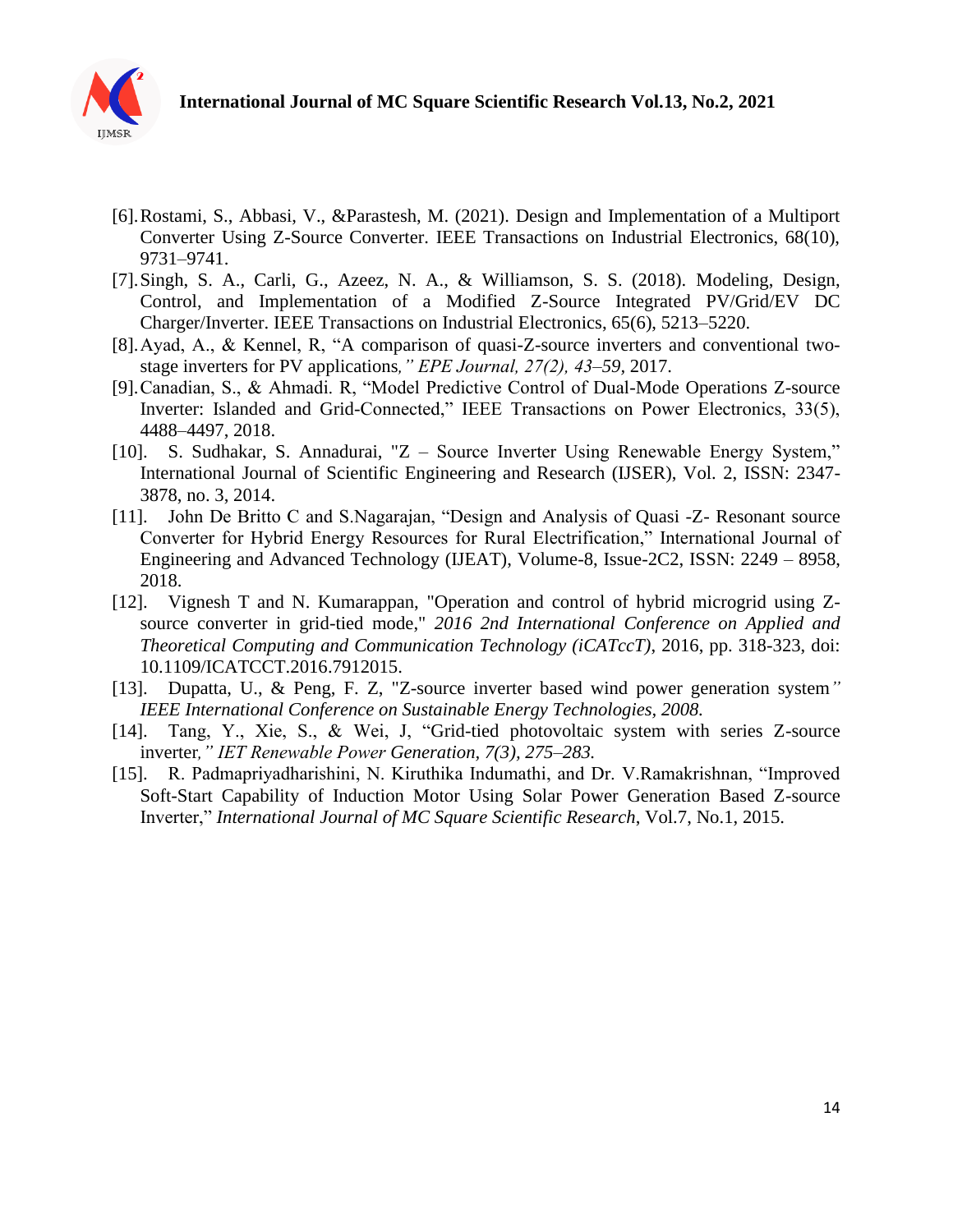[6]. Rostami, S., Abbasi, V., &Parastesh, M. (2021). Design and Implementation of a Multiport Converter Using Z-Source Converter. IEEE Transactions on Industrial Electronics, 68(10), 9731–9741.

[7]. Singh, S. A., Carli, G., Azeez, N. A., & Williamson, S. S. (2018). Modeling, Design, Control, and Implementation of a Modified Z-Source Integrated PV/Grid/EV DC Charger/Inverter. IEEE Transactions on Industrial Electronics, 65(6), 5213–5220.

[8]. Ayad, A., & Kennel, R, "A comparison of quasi-Z-source inverters and conventional two-stage inverters for PV applications*," EPE Journal, 27(2), 43–59*, 2017.

[9]. Canadian, S., & Ahmadi. R, "Model Predictive Control of Dual-Mode Operations Z-source Inverter: Islanded and Grid-Connected," IEEE Transactions on Power Electronics, 33(5), 4488–4497, 2018.

[10]. S. Sudhakar, S. Annadurai, "Z – Source Inverter Using Renewable Energy System," International Journal of Scientific Engineering and Research (IJSER), Vol. 2, ISSN: 2347-3878, no. 3, 2014.

[11]. John De Britto C and S.Nagarajan, "Design and Analysis of Quasi -Z- Resonant source Converter for Hybrid Energy Resources for Rural Electrification," International Journal of Engineering and Advanced Technology (IJEAT), Volume-8, Issue-2C2, ISSN: 2249 – 8958, 2018.

[12]. Vignesh T and N. Kumarappan, "Operation and control of hybrid microgrid using Z-source converter in grid-tied mode," *2016 2nd International Conference on Applied and Theoretical Computing and Communication Technology (iCATccT)*, 2016, pp. 318-323, doi: 10.1109/ICATCCT.2016.7912015.

[13]. Dupatta, U., & Peng, F. Z, "Z-source inverter based wind power generation system*" IEEE International Conference on Sustainable Energy Technologies, 2008.*

[14]. Tang, Y., Xie, S., & Wei, J, "Grid-tied photovoltaic system with series Z-source inverter*," IET Renewable Power Generation, 7(3), 275–283.*

[15]. R. Padmapriyadharishini, N. Kiruthika Indumathi, and Dr. V.Ramakrishnan, "Improved Soft-Start Capability of Induction Motor Using Solar Power Generation Based Z-source Inverter," *International Journal of MC Square Scientific Research*, Vol.7, No.1, 2015.